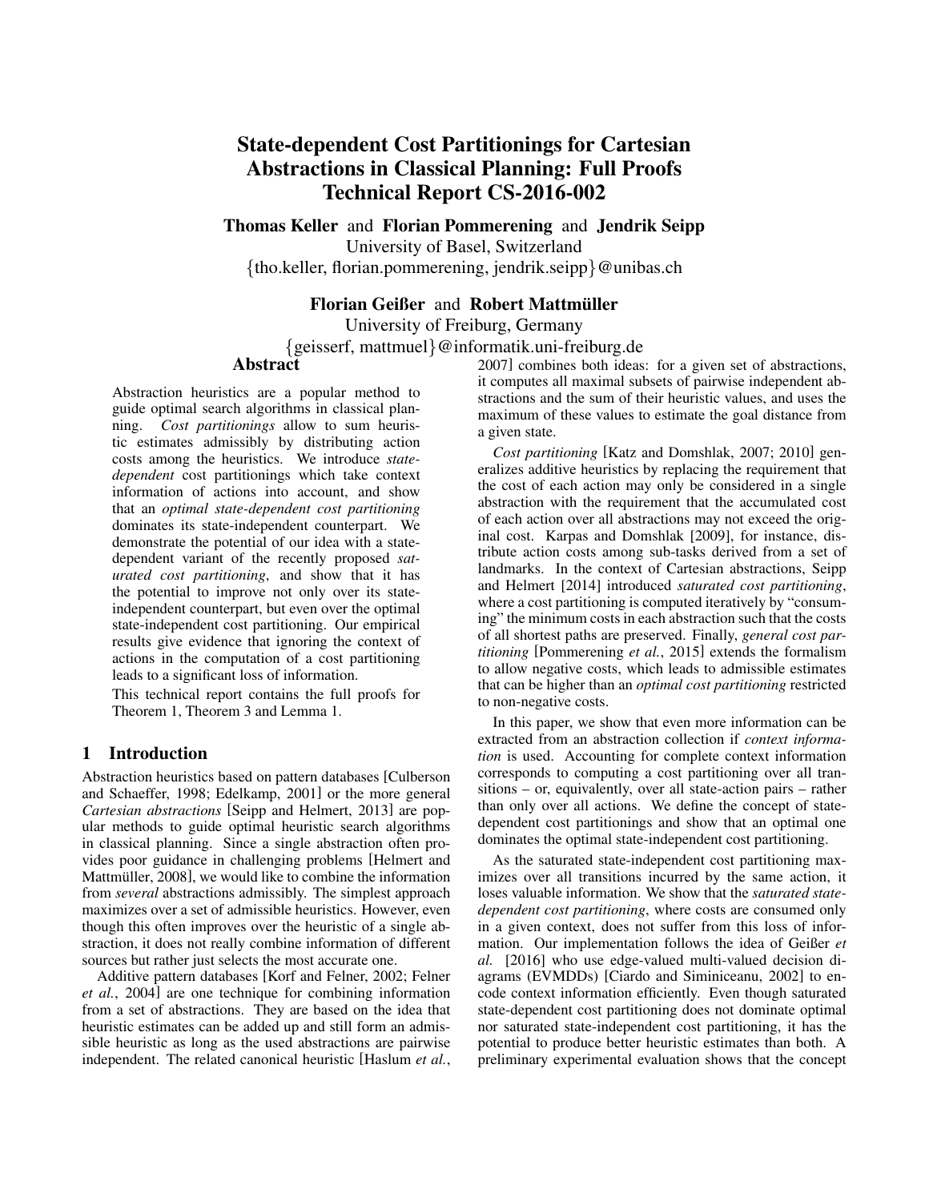# State-dependent Cost Partitionings for Cartesian Abstractions in Classical Planning: Full Proofs Technical Report CS-2016-002

**Thomas Keller** and **Florian Pommerening** and **Jendrik Seipp**
University of Basel, Switzerland
{tho.keller, florian.pommerening, jendrik.seipp}@unibas.ch

**Florian Geißer** and **Robert Mattmüller**
University of Freiburg, Germany
{geisserf, mattmuel}@informatik.uni-freiburg.de

## Abstract

Abstraction heuristics are a popular method to guide optimal search algorithms in classical planning. *Cost partitionings* allow to sum heuristic estimates admissibly by distributing action costs among the heuristics. We introduce *state-dependent* cost partitionings which take context information of actions into account, and show that an *optimal state-dependent cost partitioning* dominates its state-independent counterpart. We demonstrate the potential of our idea with a state-dependent variant of the recently proposed *saturated cost partitioning*, and show that it has the potential to improve not only over its state-independent counterpart, but even over the optimal state-independent cost partitioning. Our empirical results give evidence that ignoring the context of actions in the computation of a cost partitioning leads to a significant loss of information.

This technical report contains the full proofs for Theorem 1, Theorem 3 and Lemma 1.

## 1 Introduction

Abstraction heuristics based on pattern databases [Culberson and Schaeffer, 1998; Edelkamp, 2001] or the more general *Cartesian abstractions* [Seipp and Helmert, 2013] are popular methods to guide optimal heuristic search algorithms in classical planning. Since a single abstraction often provides poor guidance in challenging problems [Helmert and Mattmüller, 2008], we would like to combine the information from *several* abstractions admissibly. The simplest approach maximizes over a set of admissible heuristics. However, even though this often improves over the heuristic of a single abstraction, it does not really combine information of different sources but rather just selects the most accurate one.

Additive pattern databases [Korf and Felner, 2002; Felner *et al.*, 2004] are one technique for combining information from a set of abstractions. They are based on the idea that heuristic estimates can be added up and still form an admissible heuristic as long as the used abstractions are pairwise independent. The related canonical heuristic [Haslum *et al.*, 2007] combines both ideas: for a given set of abstractions, it computes all maximal subsets of pairwise independent abstractions and the sum of their heuristic values, and uses the maximum of these values to estimate the goal distance from a given state.

*Cost partitioning* [Katz and Domshlak, 2007; 2010] generalizes additive heuristics by replacing the requirement that the cost of each action may only be considered in a single abstraction with the requirement that the accumulated cost of each action over all abstractions may not exceed the original cost. Karpas and Domshlak [2009], for instance, distribute action costs among sub-tasks derived from a set of landmarks. In the context of Cartesian abstractions, Seipp and Helmert [2014] introduced *saturated cost partitioning*, where a cost partitioning is computed iteratively by "consuming" the minimum costs in each abstraction such that the costs of all shortest paths are preserved. Finally, *general cost partitioning* [Pommerening *et al.*, 2015] extends the formalism to allow negative costs, which leads to admissible estimates that can be higher than an *optimal cost partitioning* restricted to non-negative costs.

In this paper, we show that even more information can be extracted from an abstraction collection if *context information* is used. Accounting for complete context information corresponds to computing a cost partitioning over all transitions – or, equivalently, over all state-action pairs – rather than only over all actions. We define the concept of state-dependent cost partitionings and show that an optimal one dominates the optimal state-independent cost partitioning.

As the saturated state-independent cost partitioning maximizes over all transitions incurred by the same action, it loses valuable information. We show that the *saturated state-dependent cost partitioning*, where costs are consumed only in a given context, does not suffer from this loss of information. Our implementation follows the idea of Geißer *et al.* [2016] who use edge-valued multi-valued decision diagrams (EVMDDs) [Ciardo and Siminiceanu, 2002] to encode context information efficiently. Even though saturated state-dependent cost partitioning does not dominate optimal nor saturated state-independent cost partitioning, it has the potential to produce better heuristic estimates than both. A preliminary experimental evaluation shows that the concept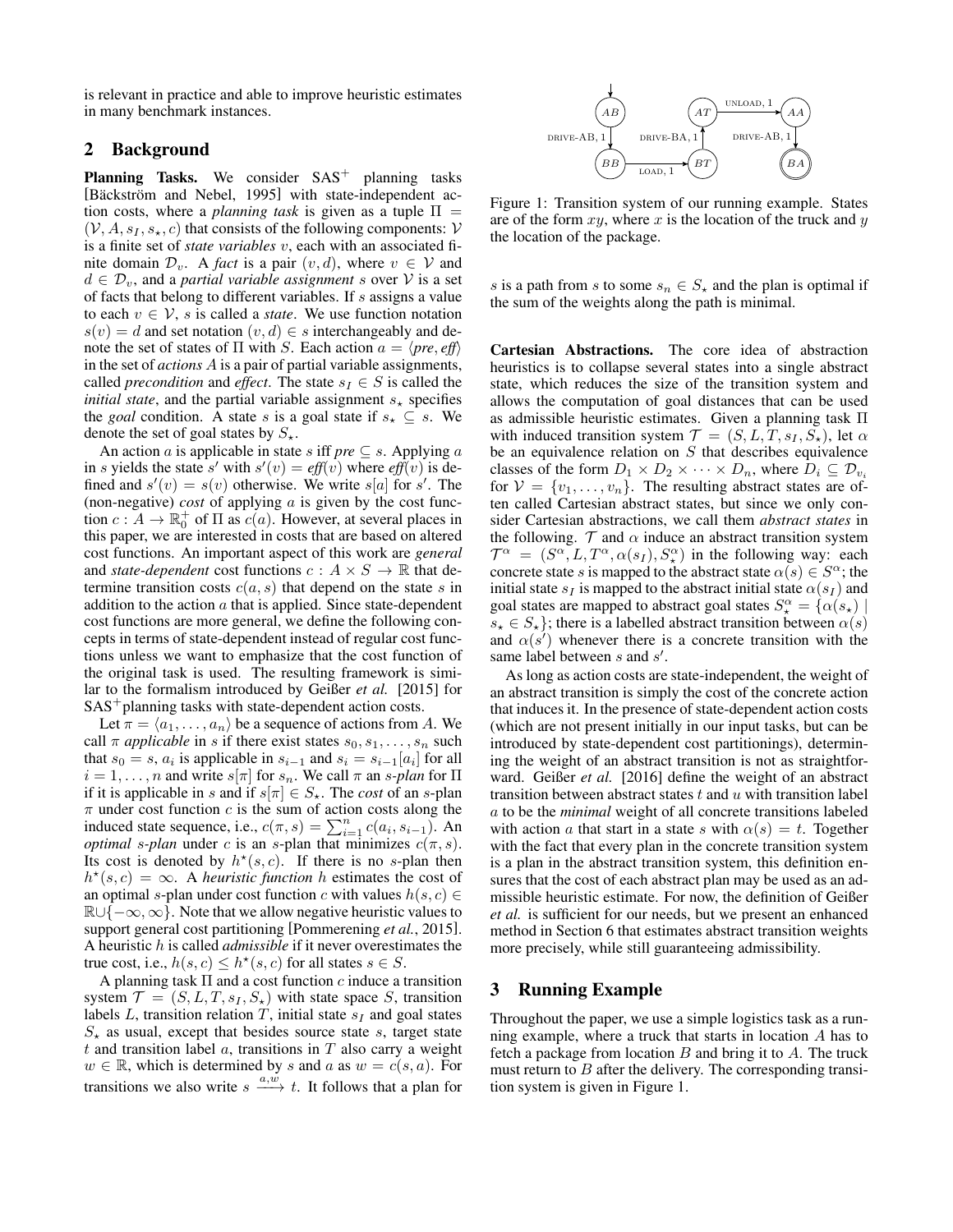is relevant in practice and able to improve heuristic estimates in many benchmark instances.

## 2 Background

**Planning Tasks.** We consider $SAS^+$ planning tasks [Bäckström and Nebel, 1995] with state-independent action costs, where a *planning task* is given as a tuple $\Pi = (\mathcal{V}, A, s_I, s_\star, c)$ that consists of the following components: $\mathcal{V}$ is a finite set of *state variables* $v$, each with an associated finite domain $\mathcal{D}_v$. A *fact* is a pair $(v, d)$, where $v \in \mathcal{V}$ and $d \in \mathcal{D}_v$, and a *partial variable assignment* $s$ over $\mathcal{V}$ is a set of facts that belong to different variables. If $s$ assigns a value to each $v \in \mathcal{V}$, $s$ is called a *state*. We use function notation $s(v) = d$ and set notation $(v, d) \in s$ interchangeably and denote the set of states of $\Pi$ with $S$. Each action $a = \langle pre, eff \rangle$ in the set of *actions* $A$ is a pair of partial variable assignments, called *precondition* and *effect*. The state $s_I \in S$ is called the *initial state*, and the partial variable assignment $s_\star$ specifies the *goal* condition. A state $s$ is a goal state if $s_\star \subseteq s$. We denote the set of goal states by $S_\star$.

An action $a$ is applicable in state $s$ iff $pre \subseteq s$. Applying $a$ in $s$ yields the state $s'$ with $s'(v) = eff(v)$ where $eff(v)$ is defined and $s'(v) = s(v)$ otherwise. We write $s[a]$ for $s'$. The (non-negative) *cost* of applying $a$ is given by the cost function $c : A \to \mathbb{R}_0^+$ of $\Pi$ as $c(a)$. However, at several places in this paper, we are interested in costs that are based on altered cost functions. An important aspect of this work are *general* and *state-dependent* cost functions $c : A \times S \to \mathbb{R}$ that determine transition costs $c(a, s)$ that depend on the state $s$ in addition to the action $a$ that is applied. Since state-dependent cost functions are more general, we define the following concepts in terms of state-dependent instead of regular cost functions unless we want to emphasize that the cost function of the original task is used. The resulting framework is similar to the formalism introduced by Geißer *et al.* [2015] for $SAS^+$planning tasks with state-dependent action costs.

Let $\pi = \langle a_1, \dots, a_n \rangle$ be a sequence of actions from $A$. We call $\pi$ *applicable* in $s$ if there exist states $s_0, s_1, \dots, s_n$ such that $s_0 = s$, $a_i$ is applicable in $s_{i-1}$ and $s_i = s_{i-1}[a_i]$ for all $i = 1, \dots, n$ and write $s[\pi]$ for $s_n$. We call $\pi$ an *s-plan* for $\Pi$ if it is applicable in $s$ and if $s[\pi] \in S_\star$. The *cost* of an $s$-plan $\pi$ under cost function $c$ is the sum of action costs along the induced state sequence, i.e., $c(\pi, s) = \sum_{i=1}^{n} c(a_i, s_{i-1})$. An *optimal s-plan* under $c$ is an $s$-plan that minimizes $c(\pi, s)$. Its cost is denoted by $h^\star(s, c)$. If there is no $s$-plan then $h^\star(s, c) = \infty$. A *heuristic function* $h$ estimates the cost of an optimal $s$-plan under cost function $c$ with values $h(s, c) \in \mathbb{R} \cup \{-\infty, \infty\}$. Note that we allow negative heuristic values to support general cost partitioning [Pommerening *et al.*, 2015]. A heuristic $h$ is called *admissible* if it never overestimates the true cost, i.e., $h(s, c) \leq h^\star(s, c)$ for all states $s \in S$.

A planning task $\Pi$ and a cost function $c$ induce a transition system $\mathcal{T} = (S, L, T, s_I, S_\star)$ with state space $S$, transition labels $L$, transition relation $T$, initial state $s_I$ and goal states $S_\star$ as usual, except that besides source state $s$, target state $t$ and transition label $a$, transitions in $T$ also carry a weight $w \in \mathbb{R}$, which is determined by $s$ and $a$ as $w = c(s, a)$. For transitions we also write $s \xrightarrow{a,w} t$. It follows that a plan for $s$ is a path from $s$ to some $s_n \in S_\star$ and the plan is optimal if the sum of the weights along the path is minimal.

Figure 1: Transition system of our running example. States are of the form $xy$, where $x$ is the location of the truck and $y$ the location of the package.

**Cartesian Abstractions.** The core idea of abstraction heuristics is to collapse several states into a single abstract state, which reduces the size of the transition system and allows the computation of goal distances that can be used as admissible heuristic estimates. Given a planning task $\Pi$ with induced transition system $\mathcal{T} = (S, L, T, s_I, S_\star)$, let $\alpha$ be an equivalence relation on $S$ that describes equivalence classes of the form $D_1 \times D_2 \times \dots \times D_n$, where $D_i \subseteq \mathcal{D}_{v_i}$ for $\mathcal{V} = \{v_1, \dots, v_n\}$. The resulting abstract states are often called Cartesian abstract states, but since we only consider Cartesian abstractions, we call them *abstract states* in the following. $\mathcal{T}$ and $\alpha$ induce an abstract transition system $\mathcal{T}^\alpha = (S^\alpha, L, T^\alpha, \alpha(s_I), S_\star^\alpha)$ in the following way: each concrete state $s$ is mapped to the abstract state $\alpha(s) \in S^\alpha$; the initial state $s_I$ is mapped to the abstract initial state $\alpha(s_I)$ and goal states are mapped to abstract goal states $S_\star^\alpha = \{\alpha(s_\star) \mid s_\star \in S_\star\}$; there is a labelled abstract transition between $\alpha(s)$ and $\alpha(s')$ whenever there is a concrete transition with the same label between $s$ and $s'$.

As long as action costs are state-independent, the weight of an abstract transition is simply the cost of the concrete action that induces it. In the presence of state-dependent action costs (which are not present initially in our input tasks, but can be introduced by state-dependent cost partitionings), determining the weight of an abstract transition is not as straightforward. Geißer *et al.* [2016] define the weight of an abstract transition between abstract states $t$ and $u$ with transition label $a$ to be the *minimal* weight of all concrete transitions labeled with action $a$ that start in a state $s$ with $\alpha(s) = t$. Together with the fact that every plan in the concrete transition system is a plan in the abstract transition system, this definition ensures that the cost of each abstract plan may be used as an admissible heuristic estimate. For now, the definition of Geißer *et al.* is sufficient for our needs, but we present an enhanced method in Section 6 that estimates abstract transition weights more precisely, while still guaranteeing admissibility.

## 3 Running Example

Throughout the paper, we use a simple logistics task as a running example, where a truck that starts in location $A$ has to fetch a package from location $B$ and bring it to $A$. The truck must return to $B$ after the delivery. The corresponding transition system is given in Figure 1.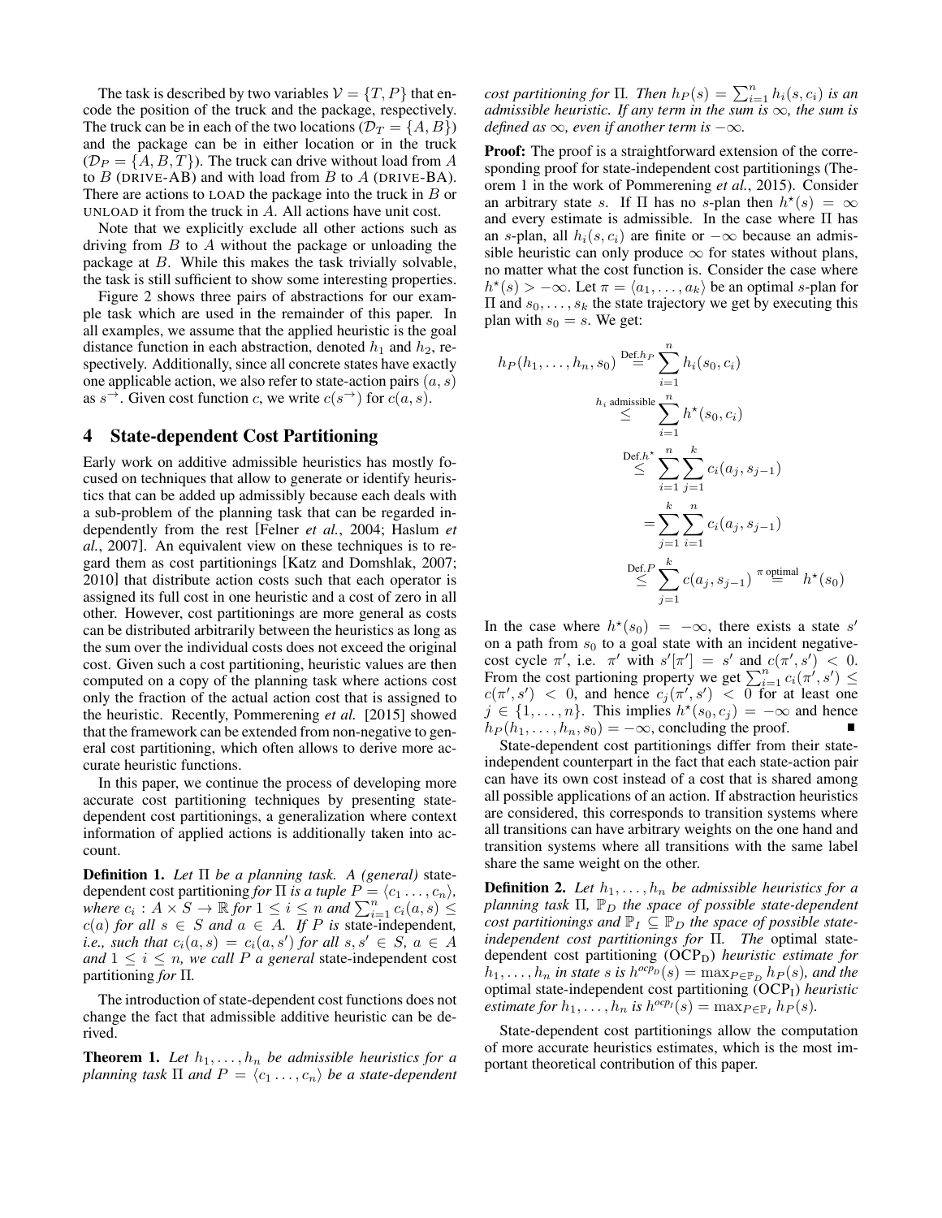The task is described by two variables $\mathcal{V} = \{T, P\}$ that encode the position of the truck and the package, respectively. The truck can be in each of the two locations ($\mathcal{D}_T = \{A, B\}$) and the package can be in either location or in the truck ($\mathcal{D}_P = \{A, B, T\}$). The truck can drive without load from $A$ to $B$ (DRIVE-AB) and with load from $B$ to $A$ (DRIVE-BA). There are actions to LOAD the package into the truck in $B$ or UNLOAD it from the truck in $A$. All actions have unit cost.

Note that we explicitly exclude all other actions such as driving from $B$ to $A$ without the package or unloading the package at $B$. While this makes the task trivially solvable, the task is still sufficient to show some interesting properties.

Figure 2 shows three pairs of abstractions for our example task which are used in the remainder of this paper. In all examples, we assume that the applied heuristic is the goal distance function in each abstraction, denoted $h_1$ and $h_2$, respectively. Additionally, since all concrete states have exactly one applicable action, we also refer to state-action pairs $(a, s)$ as $s^{\rightarrow}$. Given cost function $c$, we write $c(s^{\rightarrow})$ for $c(a, s)$.

## 4 State-dependent Cost Partitioning

Early work on additive admissible heuristics has mostly focused on techniques that allow to generate or identify heuristics that can be added up admissibly because each deals with a sub-problem of the planning task that can be regarded independently from the rest [Felner *et al.*, 2004; Haslum *et al.*, 2007]. An equivalent view on these techniques is to regard them as cost partitionings [Katz and Domshlak, 2007; 2010] that distribute action costs such that each operator is assigned its full cost in one heuristic and a cost of zero in all other. However, cost partitionings are more general as costs can be distributed arbitrarily between the heuristics as long as the sum over the individual costs does not exceed the original cost. Given such a cost partitioning, heuristic values are then computed on a copy of the planning task where actions cost only the fraction of the actual action cost that is assigned to the heuristic. Recently, Pommerening *et al.* [2015] showed that the framework can be extended from non-negative to general cost partitioning, which often allows to derive more accurate heuristic functions.

In this paper, we continue the process of developing more accurate cost partitioning techniques by presenting state-dependent cost partitionings, a generalization where context information of applied actions is additionally taken into account.

**Definition 1.** *Let $\Pi$ be a planning task. A (general)* state-dependent cost partitioning *for $\Pi$ is a tuple $P = \langle c_1 \ldots, c_n \rangle$, where $c_i : A \times S \rightarrow \mathbb{R}$ for $1 \leq i \leq n$ and $\sum_{i=1}^{n} c_i(a, s) \leq c(a)$ for all $s \in S$ and $a \in A$. If $P$ is* state-independent*, i.e., such that $c_i(a, s) = c_i(a, s')$ for all $s, s' \in S$, $a \in A$ and $1 \leq i \leq n$, we call $P$ a general* state-independent cost partitioning *for $\Pi$.*

The introduction of state-dependent cost functions does not change the fact that admissible additive heuristic can be derived.

**Theorem 1.** *Let $h_1, \ldots, h_n$ be admissible heuristics for a planning task $\Pi$ and $P = \langle c_1 \ldots, c_n \rangle$ be a state-dependent cost partitioning for $\Pi$. Then $h_P(s) = \sum_{i=1}^{n} h_i(s, c_i)$ is an admissible heuristic. If any term in the sum is $\infty$, the sum is defined as $\infty$, even if another term is $-\infty$.*

**Proof:** The proof is a straightforward extension of the corresponding proof for state-independent cost partitionings (Theorem 1 in the work of Pommerening *et al.*, 2015). Consider an arbitrary state $s$. If $\Pi$ has no $s$-plan then $h^\star(s) = \infty$ and every estimate is admissible. In the case where $\Pi$ has an $s$-plan, all $h_i(s, c_i)$ are finite or $-\infty$ because an admissible heuristic can only produce $\infty$ for states without plans, no matter what the cost function is. Consider the case where $h^\star(s) > -\infty$. Let $\pi = \langle a_1, \ldots, a_k \rangle$ be an optimal $s$-plan for $\Pi$ and $s_0, \ldots, s_k$ the state trajectory we get by executing this plan with $s_0 = s$. We get:

$$
\begin{aligned}
h_P(h_1, \ldots, h_n, s_0) &\overset{\text{Def.} h_P}{=} \sum_{i=1}^{n} h_i(s_0, c_i) \\
&\overset{h_i \text{ admissible}}{\leq} \sum_{i=1}^{n} h^\star(s_0, c_i) \\
&\overset{\text{Def.} h^\star}{\leq} \sum_{i=1}^{n} \sum_{j=1}^{k} c_i(a_j, s_{j-1}) \\
&= \sum_{j=1}^{k} \sum_{i=1}^{n} c_i(a_j, s_{j-1}) \\
&\overset{\text{Def.} P}{\leq} \sum_{j=1}^{k} c(a_j, s_{j-1}) \overset{\pi \text{ optimal}}{=} h^\star(s_0)
\end{aligned}
$$

In the case where $h^\star(s_0) = -\infty$, there exists a state $s'$ on a path from $s_0$ to a goal state with an incident negative-cost cycle $\pi'$, i.e. $\pi'$ with $s'[\pi'] = s'$ and $c(\pi', s') < 0$. From the cost partioning property we get $\sum_{i=1}^{n} c_i(\pi', s') \leq c(\pi', s') < 0$, and hence $c_j(\pi', s') < 0$ for at least one $j \in \{1, \ldots, n\}$. This implies $h^\star(s_0, c_j) = -\infty$ and hence $h_P(h_1, \ldots, h_n, s_0) = -\infty$, concluding the proof. ∎

State-dependent cost partitionings differ from their state-independent counterpart in the fact that each state-action pair can have its own cost instead of a cost that is shared among all possible applications of an action. If abstraction heuristics are considered, this corresponds to transition systems where all transitions can have arbitrary weights on the one hand and transition systems where all transitions with the same label share the same weight on the other.

**Definition 2.** *Let $h_1, \ldots, h_n$ be admissible heuristics for a planning task $\Pi$, $\mathbb{P}_D$ the space of possible state-dependent cost partitionings and $\mathbb{P}_I \subseteq \mathbb{P}_D$ the space of possible state-independent cost partitionings for $\Pi$. The* optimal state-dependent cost partitioning ($\text{OCP}_\text{D}$) *heuristic estimate for $h_1, \ldots, h_n$ in state $s$ is $h^{ocp_D}(s) = \max_{P \in \mathbb{P}_D} h_P(s)$, and the* optimal state-independent cost partitioning ($\text{OCP}_\text{I}$) *heuristic estimate for $h_1, \ldots, h_n$ is $h^{ocp_I}(s) = \max_{P \in \mathbb{P}_I} h_P(s)$.*

State-dependent cost partitionings allow the computation of more accurate heuristics estimates, which is the most important theoretical contribution of this paper.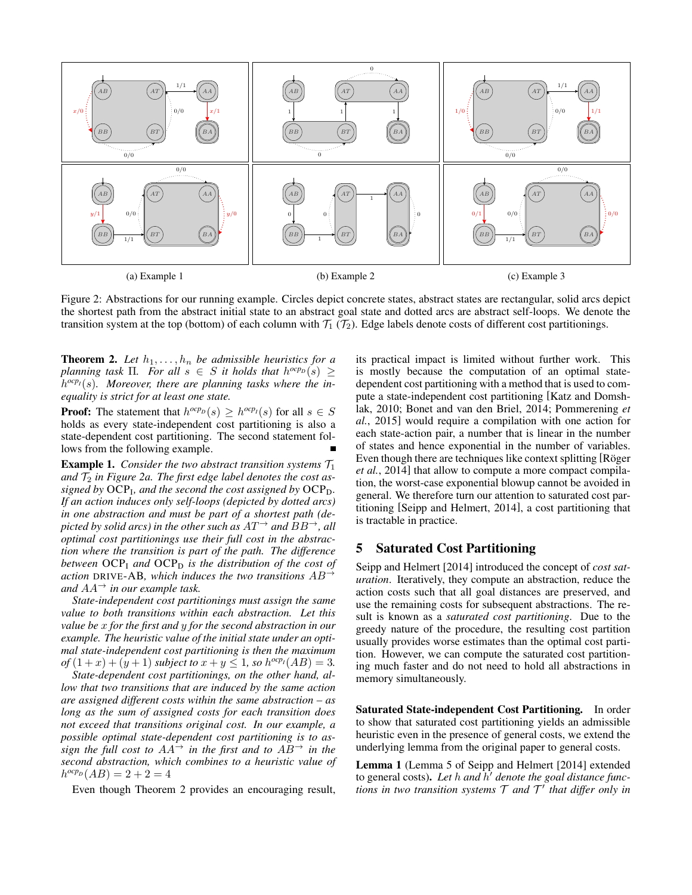(a) Example 1

(b) Example 2

(c) Example 3

Figure 2: Abstractions for our running example. Circles depict concrete states, abstract states are rectangular, solid arcs depict the shortest path from the abstract initial state to an abstract goal state and dotted arcs are abstract self-loops. We denote the transition system at the top (bottom) of each column with $\mathcal{T}_1$ ($\mathcal{T}_2$). Edge labels denote costs of different cost partitionings.

**Theorem 2.** *Let $h_1, \dots, h_n$ be admissible heuristics for a planning task $\Pi$. For all $s \in S$ it holds that $h^{ocp_D}(s) \geq h^{ocp_I}(s)$. Moreover, there are planning tasks where the inequality is strict for at least one state.*

**Proof:** The statement that $h^{ocp_D}(s) \geq h^{ocp_I}(s)$ for all $s \in S$ holds as every state-independent cost partitioning is also a state-dependent cost partitioning. The second statement follows from the following example. ∎

**Example 1.** *Consider the two abstract transition systems $\mathcal{T}_1$ and $\mathcal{T}_2$ in Figure 2a. The first edge label denotes the cost assigned by $\mathrm{OCP_I}$, and the second the cost assigned by $\mathrm{OCP_D}$. If an action induces only self-loops (depicted by dotted arcs) in one abstraction and must be part of a shortest path (depicted by solid arcs) in the other such as $AT^{\rightarrow}$ and $BB^{\rightarrow}$, all optimal cost partitionings use their full cost in the abstraction where the transition is part of the path. The difference between $\mathrm{OCP_I}$ and $\mathrm{OCP_D}$ is the distribution of the cost of action* DRIVE-AB*, which induces the two transitions $AB^{\rightarrow}$ and $AA^{\rightarrow}$ in our example task.*

*State-independent cost partitionings must assign the same value to both transitions within each abstraction. Let this value be $x$ for the first and $y$ for the second abstraction in our example. The heuristic value of the initial state under an optimal state-independent cost partitioning is then the maximum of $(1+x)+(y+1)$ subject to $x+y \leq 1$, so $h^{ocp_I}(AB) = 3$.*

*State-dependent cost partitionings, on the other hand, allow that two transitions that are induced by the same action are assigned different costs within the same abstraction – as long as the sum of assigned costs for each transition does not exceed that transitions original cost. In our example, a possible optimal state-dependent cost partitioning is to assign the full cost to $AA^{\rightarrow}$ in the first and to $AB^{\rightarrow}$ in the second abstraction, which combines to a heuristic value of $h^{ocp_D}(AB) = 2 + 2 = 4$*

Even though Theorem 2 provides an encouraging result, its practical impact is limited without further work. This is mostly because the computation of an optimal state-dependent cost partitioning with a method that is used to compute a state-independent cost partitioning [Katz and Domshlak, 2010; Bonet and van den Briel, 2014; Pommerening *et al.*, 2015] would require a compilation with one action for each state-action pair, a number that is linear in the number of states and hence exponential in the number of variables. Even though there are techniques like context splitting [Röger *et al.*, 2014] that allow to compute a more compact compilation, the worst-case exponential blowup cannot be avoided in general. We therefore turn our attention to saturated cost partitioning [Seipp and Helmert, 2014], a cost partitioning that is tractable in practice.

## 5 Saturated Cost Partitioning

Seipp and Helmert [2014] introduced the concept of *cost saturation*. Iteratively, they compute an abstraction, reduce the action costs such that all goal distances are preserved, and use the remaining costs for subsequent abstractions. The result is known as a *saturated cost partitioning*. Due to the greedy nature of the procedure, the resulting cost partition usually provides worse estimates than the optimal cost partition. However, we can compute the saturated cost partitioning much faster and do not need to hold all abstractions in memory simultaneously.

**Saturated State-independent Cost Partitioning.** In order to show that saturated cost partitioning yields an admissible heuristic even in the presence of general costs, we extend the underlying lemma from the original paper to general costs.

**Lemma 1** (Lemma 5 of Seipp and Helmert [2014] extended to general costs)**.** *Let $h$ and $h'$ denote the goal distance functions in two transition systems $\mathcal{T}$ and $\mathcal{T}'$ that differ only in*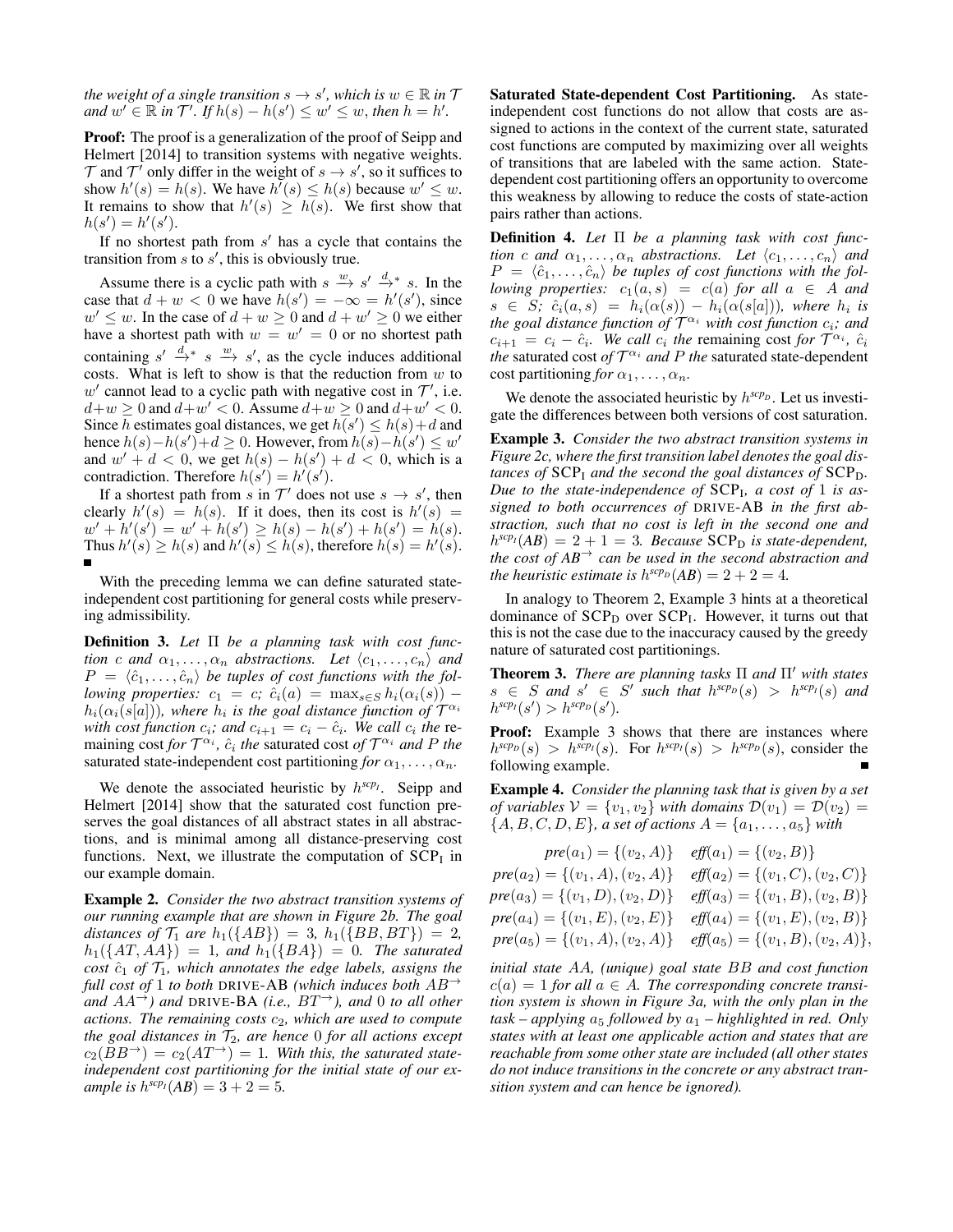*the weight of a single transition $s \to s'$, which is $w \in \mathbb{R}$ in $\mathcal{T}$ and $w' \in \mathbb{R}$ in $\mathcal{T}'$. If $h(s) - h(s') \leq w' \leq w$, then $h = h'$.*

**Proof:** The proof is a generalization of the proof of Seipp and Helmert [2014] to transition systems with negative weights. $\mathcal{T}$ and $\mathcal{T}'$ only differ in the weight of $s \to s'$, so it suffices to show $h'(s) = h(s)$. We have $h'(s) \leq h(s)$ because $w' \leq w$. It remains to show that $h'(s) \geq h(s)$. We first show that $h(s') = h'(s')$.

If no shortest path from $s'$ has a cycle that contains the transition from $s$ to $s'$, this is obviously true.

Assume there is a cyclic path with $s \xrightarrow{w} s' \xrightarrow{d}^* s$. In the case that $d + w < 0$ we have $h(s') = -\infty = h'(s')$, since $w' \leq w$. In the case of $d + w \geq 0$ and $d + w' \geq 0$ we either have a shortest path with $w = w' = 0$ or no shortest path containing $s' \xrightarrow{d}^* s \xrightarrow{w} s'$, as the cycle induces additional costs. What is left to show is that the reduction from $w$ to $w'$ cannot lead to a cyclic path with negative cost in $\mathcal{T}'$, i.e. $d+w \geq 0$ and $d+w' < 0$. Assume $d+w \geq 0$ and $d+w' < 0$. Since $h$ estimates goal distances, we get $h(s') \leq h(s)+d$ and hence $h(s)-h(s')+d \geq 0$. However, from $h(s)-h(s') \leq w'$ and $w' + d < 0$, we get $h(s) - h(s') + d < 0$, which is a contradiction. Therefore $h(s') = h'(s')$.

If a shortest path from $s$ in $\mathcal{T}'$ does not use $s \to s'$, then clearly $h'(s) = h(s)$. If it does, then its cost is $h'(s) = w' + h'(s') = w' + h(s') \geq h(s) - h(s') + h(s') = h(s)$. Thus $h'(s) \geq h(s)$ and $h'(s) \leq h(s)$, therefore $h(s) = h'(s)$. ∎

With the preceding lemma we can define saturated state-independent cost partitioning for general costs while preserving admissibility.

**Definition 3.** *Let $\Pi$ be a planning task with cost function $c$ and $\alpha_1, \ldots, \alpha_n$ abstractions. Let $\langle c_1, \ldots, c_n \rangle$ and $P = \langle \hat{c}_1, \ldots, \hat{c}_n \rangle$ be tuples of cost functions with the following properties: $c_1 = c$; $\hat{c}_i(a) = \max_{s \in S} h_i(\alpha_i(s)) - h_i(\alpha_i(s[a]))$, where $h_i$ is the goal distance function of $\mathcal{T}^{\alpha_i}$ with cost function $c_i$; and $c_{i+1} = c_i - \hat{c}_i$. We call $c_i$ the* remaining cost *for $\mathcal{T}^{\alpha_i}$, $\hat{c}_i$ the* saturated cost *of $\mathcal{T}^{\alpha_i}$ and $P$ the* saturated state-independent cost partitioning *for $\alpha_1, \ldots, \alpha_n$.*

We denote the associated heuristic by $h^{scp_I}$. Seipp and Helmert [2014] show that the saturated cost function preserves the goal distances of all abstract states in all abstractions, and is minimal among all distance-preserving cost functions. Next, we illustrate the computation of $\text{SCP}_\text{I}$ in our example domain.

**Example 2.** *Consider the two abstract transition systems of our running example that are shown in Figure 2b. The goal distances of $\mathcal{T}_1$ are $h_1(\{AB\}) = 3$, $h_1(\{BB, BT\}) = 2$, $h_1(\{AT, AA\}) = 1$, and $h_1(\{BA\}) = 0$. The saturated cost $\hat{c}_1$ of $\mathcal{T}_1$, which annotates the edge labels, assigns the full cost of 1 to both* DRIVE-AB *(which induces both $AB^{\rightarrow}$ and $AA^{\rightarrow}$) and* DRIVE-BA *(i.e., $BT^{\rightarrow}$), and 0 to all other actions. The remaining costs $c_2$, which are used to compute the goal distances in $\mathcal{T}_2$, are hence 0 for all actions except $c_2(BB^{\rightarrow}) = c_2(AT^{\rightarrow}) = 1$. With this, the saturated state-independent cost partitioning for the initial state of our example is $h^{scp_I}(AB) = 3 + 2 = 5$.*

**Saturated State-dependent Cost Partitioning.** As state-independent cost functions do not allow that costs are assigned to actions in the context of the current state, saturated cost functions are computed by maximizing over all weights of transitions that are labeled with the same action. State-dependent cost partitioning offers an opportunity to overcome this weakness by allowing to reduce the costs of state-action pairs rather than actions.

**Definition 4.** *Let $\Pi$ be a planning task with cost function $c$ and $\alpha_1, \ldots, \alpha_n$ abstractions. Let $\langle c_1, \ldots, c_n \rangle$ and $P = \langle \hat{c}_1, \ldots, \hat{c}_n \rangle$ be tuples of cost functions with the following properties: $c_1(a, s) = c(a)$ for all $a \in A$ and $s \in S$; $\hat{c}_i(a, s) = h_i(\alpha(s)) - h_i(\alpha(s[a]))$, where $h_i$ is the goal distance function of $\mathcal{T}^{\alpha_i}$ with cost function $c_i$; and $c_{i+1} = c_i - \hat{c}_i$. We call $c_i$ the* remaining cost *for $\mathcal{T}^{\alpha_i}$, $\hat{c}_i$ the* saturated cost *of $\mathcal{T}^{\alpha_i}$ and $P$ the* saturated state-dependent cost partitioning *for $\alpha_1, \ldots, \alpha_n$.*

We denote the associated heuristic by $h^{scp_D}$. Let us investigate the differences between both versions of cost saturation.

**Example 3.** *Consider the two abstract transition systems in Figure 2c, where the first transition label denotes the goal distances of $\text{SCP}_\text{I}$ and the second the goal distances of $\text{SCP}_\text{D}$. Due to the state-independence of $\text{SCP}_\text{I}$, a cost of 1 is assigned to both occurrences of* DRIVE-AB *in the first abstraction, such that no cost is left in the second one and $h^{scp_I}(AB) = 2 + 1 = 3$. Because $\text{SCP}_\text{D}$ is state-dependent, the cost of $AB^{\rightarrow}$ can be used in the second abstraction and the heuristic estimate is $h^{scp_D}(AB) = 2 + 2 = 4$.*

In analogy to Theorem 2, Example 3 hints at a theoretical dominance of $\text{SCP}_\text{D}$ over $\text{SCP}_\text{I}$. However, it turns out that this is not the case due to the inaccuracy caused by the greedy nature of saturated cost partitionings.

**Theorem 3.** *There are planning tasks $\Pi$ and $\Pi'$ with states $s \in S$ and $s' \in S'$ such that $h^{scp_D}(s) > h^{scp_I}(s)$ and $h^{scp_I}(s') > h^{scp_D}(s')$.*

**Proof:** Example 3 shows that there are instances where $h^{scp_D}(s) > h^{scp_I}(s)$. For $h^{scp_I}(s) > h^{scp_D}(s)$, consider the following example. ∎

**Example 4.** *Consider the planning task that is given by a set of variables $\mathcal{V} = \{v_1, v_2\}$ with domains $\mathcal{D}(v_1) = \mathcal{D}(v_2) = \{A, B, C, D, E\}$, a set of actions $A = \{a_1, \ldots, a_5\}$ with*

$$
\begin{aligned}
pre(a_1) &= \{(v_2, A)\} & eff(a_1) &= \{(v_2, B)\} \\
pre(a_2) &= \{(v_1, A), (v_2, A)\} & eff(a_2) &= \{(v_1, C), (v_2, C)\} \\
pre(a_3) &= \{(v_1, D), (v_2, D)\} & eff(a_3) &= \{(v_1, B), (v_2, B)\} \\
pre(a_4) &= \{(v_1, E), (v_2, E)\} & eff(a_4) &= \{(v_1, E), (v_2, B)\} \\
pre(a_5) &= \{(v_1, A), (v_2, A)\} & eff(a_5) &= \{(v_1, B), (v_2, A)\},
\end{aligned}
$$

*initial state $AA$, (unique) goal state $BB$ and cost function $c(a) = 1$ for all $a \in A$. The corresponding concrete transition system is shown in Figure 3a, with the only plan in the task – applying $a_5$ followed by $a_1$ – highlighted in red. Only states with at least one applicable action and states that are reachable from some other state are included (all other states do not induce transitions in the concrete or any abstract transition system and can hence be ignored).*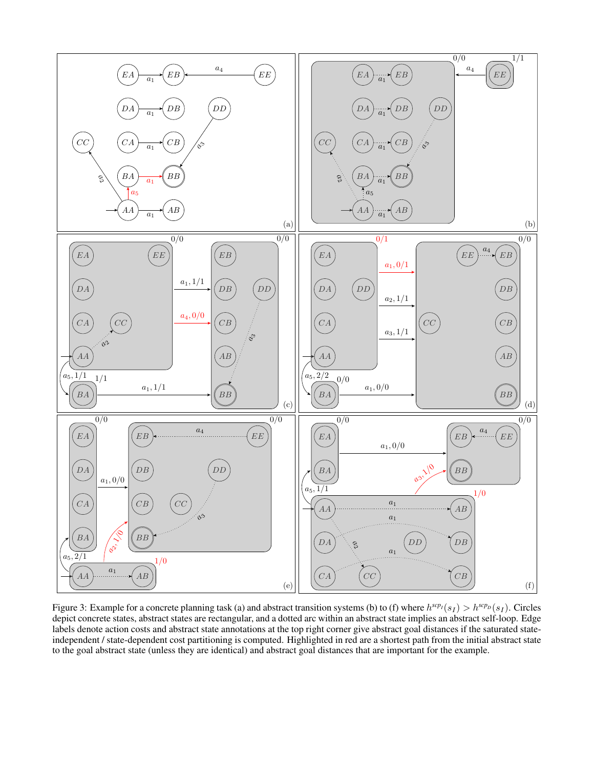Figure 3: Example for a concrete planning task (a) and abstract transition systems (b) to (f) where $h^{scp_I}(s_I) > h^{scp_D}(s_I)$. Circles depict concrete states, abstract states are rectangular, and a dotted arc within an abstract state implies an abstract self-loop. Edge labels denote action costs and abstract state annotations at the top right corner give abstract goal distances if the saturated state-independent / state-dependent cost partitioning is computed. Highlighted in red are a shortest path from the initial abstract state to the goal abstract state (unless they are identical) and abstract goal distances that are important for the example.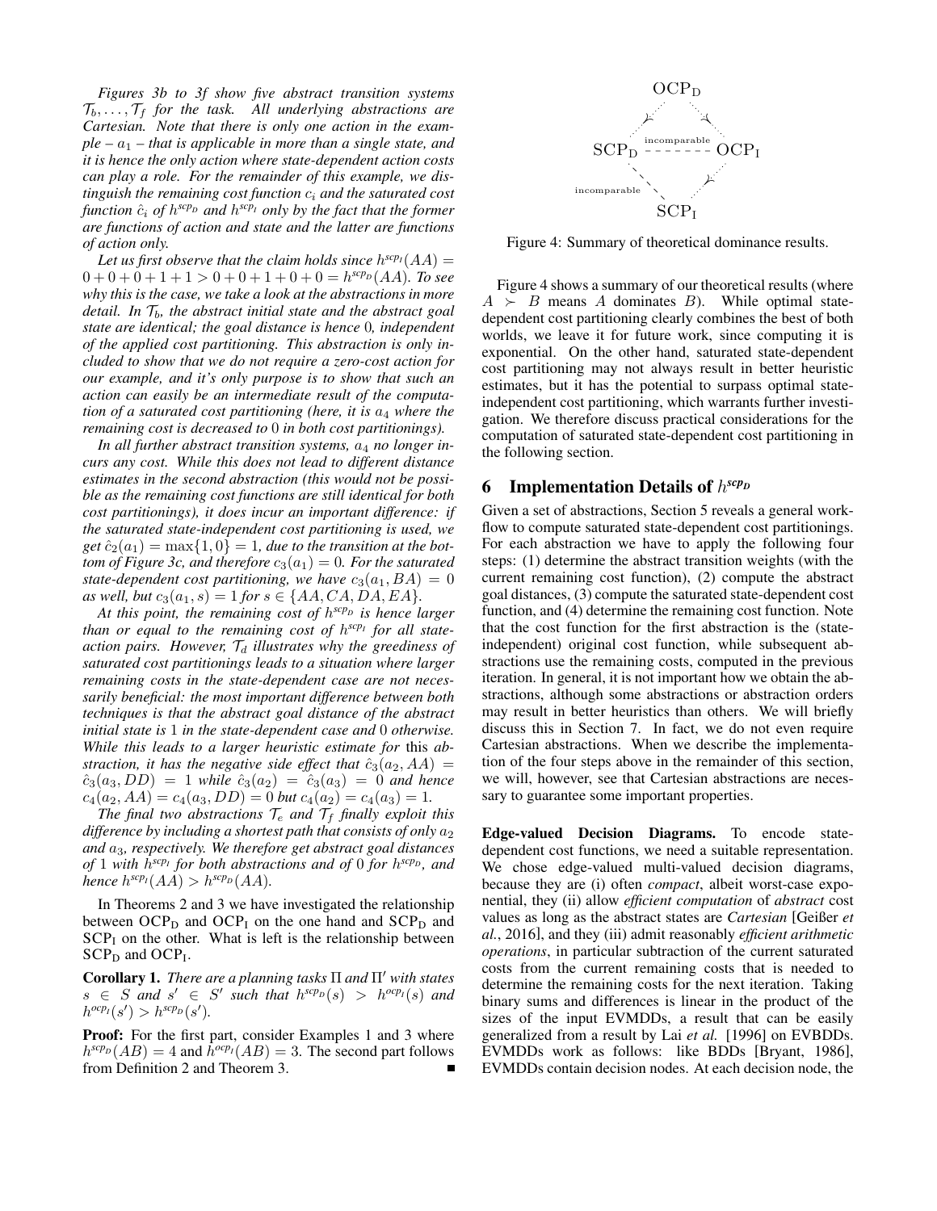*Figures 3b to 3f show five abstract transition systems $\mathcal{T}_b, \dots, \mathcal{T}_f$ for the task. All underlying abstractions are Cartesian. Note that there is only one action in the example – $a_1$ – that is applicable in more than a single state, and it is hence the only action where state-dependent action costs can play a role. For the remainder of this example, we distinguish the remaining cost function $c_i$ and the saturated cost function $\hat{c}_i$ of $h^{scp_D}$ and $h^{scp_I}$ only by the fact that the former are functions of action and state and the latter are functions of action only.*

*Let us first observe that the claim holds since $h^{scp_I}(AA) = 0+0+0+1+1 > 0+0+1+0+0 = h^{scp_D}(AA)$. To see why this is the case, we take a look at the abstractions in more detail. In $\mathcal{T}_b$, the abstract initial state and the abstract goal state are identical; the goal distance is hence 0, independent of the applied cost partitioning. This abstraction is only included to show that we do not require a zero-cost action for our example, and it's only purpose is to show that such an action can easily be an intermediate result of the computation of a saturated cost partitioning (here, it is $a_4$ where the remaining cost is decreased to 0 in both cost partitionings).*

*In all further abstract transition systems, $a_4$ no longer incurs any cost. While this does not lead to different distance estimates in the second abstraction (this would not be possible as the remaining cost functions are still identical for both cost partitionings), it does incur an important difference: if the saturated state-independent cost partitioning is used, we get $\hat{c}_2(a_1) = \max\{1, 0\} = 1$, due to the transition at the bottom of Figure 3c, and therefore $c_3(a_1) = 0$. For the saturated state-dependent cost partitioning, we have $c_3(a_1, BA) = 0$ as well, but $c_3(a_1, s) = 1$ for $s \in \{AA, CA, DA, EA\}$.*

*At this point, the remaining cost of $h^{scp_D}$ is hence larger than or equal to the remaining cost of $h^{scp_I}$ for all state-action pairs. However, $\mathcal{T}_d$ illustrates why the greediness of saturated cost partitionings leads to a situation where larger remaining costs in the state-dependent case are not necessarily beneficial: the most important difference between both techniques is that the abstract goal distance of the abstract initial state is 1 in the state-dependent case and 0 otherwise. While this leads to a larger heuristic estimate for* this *abstraction, it has the negative side effect that $\hat{c}_3(a_2, AA) = \hat{c}_3(a_3, DD) = 1$ while $\hat{c}_3(a_2) = \hat{c}_3(a_3) = 0$ and hence $c_4(a_2, AA) = c_4(a_3, DD) = 0$ but $c_4(a_2) = c_4(a_3) = 1$.*

*The final two abstractions $\mathcal{T}_e$ and $\mathcal{T}_f$ finally exploit this difference by including a shortest path that consists of only $a_2$ and $a_3$, respectively. We therefore get abstract goal distances of 1 with $h^{scp_I}$ for both abstractions and of 0 for $h^{scp_D}$, and hence $h^{scp_I}(AA) > h^{scp_D}(AA)$.*

In Theorems 2 and 3 we have investigated the relationship between $\text{OCP}_\text{D}$ and $\text{OCP}_\text{I}$ on the one hand and $\text{SCP}_\text{D}$ and $\text{SCP}_\text{I}$ on the other. What is left is the relationship between $\text{SCP}_\text{D}$ and $\text{OCP}_\text{I}$.

**Corollary 1.** *There are a planning tasks $\Pi$ and $\Pi'$ with states $s \in S$ and $s' \in S'$ such that $h^{scp_D}(s) > h^{ocp_I}(s)$ and $h^{ocp_I}(s') > h^{scp_D}(s')$.*

**Proof:** For the first part, consider Examples 1 and 3 where $h^{scp_D}(AB) = 4$ and $h^{ocp_I}(AB) = 3$. The second part follows from Definition 2 and Theorem 3. ∎

Figure 4: Summary of theoretical dominance results.

Figure 4 shows a summary of our theoretical results (where $A \succ B$ means $A$ dominates $B$). While optimal state-dependent cost partitioning clearly combines the best of both worlds, we leave it for future work, since computing it is exponential. On the other hand, saturated state-dependent cost partitioning may not always result in better heuristic estimates, but it has the potential to surpass optimal state-independent cost partitioning, which warrants further investigation. We therefore discuss practical considerations for the computation of saturated state-dependent cost partitioning in the following section.

## 6 Implementation Details of $h^{scp_D}$

Given a set of abstractions, Section 5 reveals a general workflow to compute saturated state-dependent cost partitionings. For each abstraction we have to apply the following four steps: (1) determine the abstract transition weights (with the current remaining cost function), (2) compute the abstract goal distances, (3) compute the saturated state-dependent cost function, and (4) determine the remaining cost function. Note that the cost function for the first abstraction is the (state-independent) original cost function, while subsequent abstractions use the remaining costs, computed in the previous iteration. In general, it is not important how we obtain the abstractions, although some abstractions or abstraction orders may result in better heuristics than others. We will briefly discuss this in Section 7. In fact, we do not even require Cartesian abstractions. When we describe the implementation of the four steps above in the remainder of this section, we will, however, see that Cartesian abstractions are necessary to guarantee some important properties.

**Edge-valued Decision Diagrams.** To encode state-dependent cost functions, we need a suitable representation. We chose edge-valued multi-valued decision diagrams, because they are (i) often *compact*, albeit worst-case exponential, they (ii) allow *efficient computation* of *abstract* cost values as long as the abstract states are *Cartesian* [Geißer *et al.*, 2016], and they (iii) admit reasonably *efficient arithmetic operations*, in particular subtraction of the current saturated costs from the current remaining costs that is needed to determine the remaining costs for the next iteration. Taking binary sums and differences is linear in the product of the sizes of the input EVMDDs, a result that can be easily generalized from a result by Lai *et al.* [1996] on EVBDDs. EVMDDs work as follows: like BDDs [Bryant, 1986], EVMDDs contain decision nodes. At each decision node, the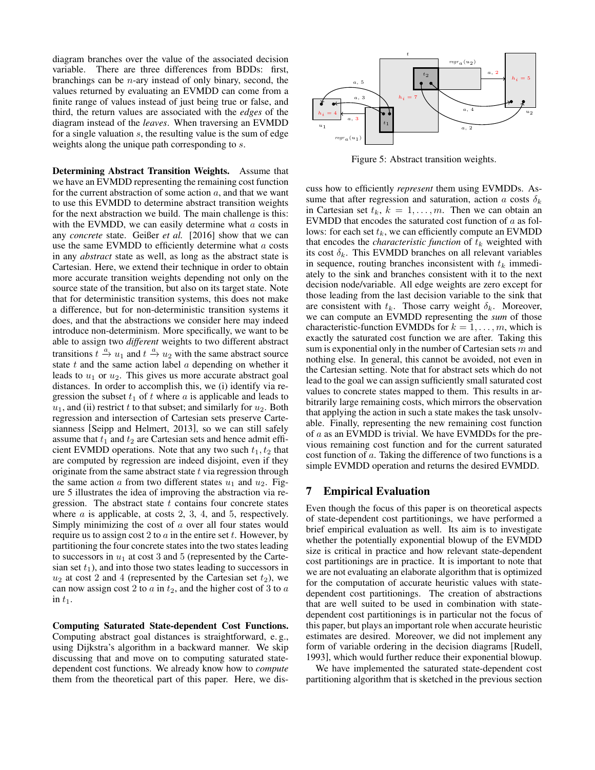diagram branches over the value of the associated decision variable. There are three differences from BDDs: first, branchings can be $n$-ary instead of only binary, second, the values returned by evaluating an EVMDD can come from a finite range of values instead of just being true or false, and third, the return values are associated with the *edges* of the diagram instead of the *leaves*. When traversing an EVMDD for a single valuation $s$, the resulting value is the sum of edge weights along the unique path corresponding to $s$.

**Determining Abstract Transition Weights.** Assume that we have an EVMDD representing the remaining cost function for the current abstraction of some action $a$, and that we want to use this EVMDD to determine abstract transition weights for the next abstraction we build. The main challenge is this: with the EVMDD, we can easily determine what $a$ costs in any *concrete* state. Geißer *et al.* [2016] show that we can use the same EVMDD to efficiently determine what $a$ costs in any *abstract* state as well, as long as the abstract state is Cartesian. Here, we extend their technique in order to obtain more accurate transition weights depending not only on the source state of the transition, but also on its target state. Note that for deterministic transition systems, this does not make a difference, but for non-deterministic transition systems it does, and that the abstractions we consider here may indeed introduce non-determinism. More specifically, we want to be able to assign two *different* weights to two different abstract transitions $t \xrightarrow{a} u_1$ and $t \xrightarrow{a} u_2$ with the same abstract source state $t$ and the same action label $a$ depending on whether it leads to $u_1$ or $u_2$. This gives us more accurate abstract goal distances. In order to accomplish this, we (i) identify via regression the subset $t_1$ of $t$ where $a$ is applicable and leads to $u_1$, and (ii) restrict $t$ to that subset; and similarly for $u_2$. Both regression and intersection of Cartesian sets preserve Cartesianness [Seipp and Helmert, 2013], so we can still safely assume that $t_1$ and $t_2$ are Cartesian sets and hence admit efficient EVMDD operations. Note that any two such $t_1, t_2$ that are computed by regression are indeed disjoint, even if they originate from the same abstract state $t$ via regression through the same action $a$ from two different states $u_1$ and $u_2$. Figure 5 illustrates the idea of improving the abstraction via regression. The abstract state $t$ contains four concrete states where $a$ is applicable, at costs 2, 3, 4, and 5, respectively. Simply minimizing the cost of $a$ over all four states would require us to assign cost 2 to $a$ in the entire set $t$. However, by partitioning the four concrete states into the two states leading to successors in $u_1$ at cost 3 and 5 (represented by the Cartesian set $t_1$), and into those two states leading to successors in $u_2$ at cost 2 and 4 (represented by the Cartesian set $t_2$), we can now assign cost 2 to $a$ in $t_2$, and the higher cost of 3 to $a$ in $t_1$.

**Computing Saturated State-dependent Cost Functions.** Computing abstract goal distances is straightforward, e. g., using Dijkstra's algorithm in a backward manner. We skip discussing that and move on to computing saturated state-dependent cost functions. We already know how to *compute* them from the theoretical part of this paper. Here, we discuss how to efficiently *represent* them using EVMDDs. Assume that after regression and saturation, action $a$ costs $\delta_k$ in Cartesian set $t_k$, $k = 1, \dots, m$. Then we can obtain an EVMDD that encodes the saturated cost function of $a$ as follows: for each set $t_k$, we can efficiently compute an EVMDD that encodes the *characteristic function* of $t_k$ weighted with its cost $\delta_k$. This EVMDD branches on all relevant variables in sequence, routing branches inconsistent with $t_k$ immediately to the sink and branches consistent with it to the next decision node/variable. All edge weights are zero except for those leading from the last decision variable to the sink that are consistent with $t_k$. Those carry weight $\delta_k$. Moreover, we can compute an EVMDD representing the *sum* of those characteristic-function EVMDDs for $k = 1, \dots, m$, which is exactly the saturated cost function we are after. Taking this sum is exponential only in the number of Cartesian sets $m$ and nothing else. In general, this cannot be avoided, not even in the Cartesian setting. Note that for abstract sets which do not lead to the goal we can assign sufficiently small saturated cost values to concrete states mapped to them. This results in arbitrarily large remaining costs, which mirrors the observation that applying the action in such a state makes the task unsolvable. Finally, representing the new remaining cost function of $a$ as an EVMDD is trivial. We have EVMDDs for the previous remaining cost function and for the current saturated cost function of $a$. Taking the difference of two functions is a simple EVMDD operation and returns the desired EVMDD.

Figure 5: Abstract transition weights.

## 7 Empirical Evaluation

Even though the focus of this paper is on theoretical aspects of state-dependent cost partitionings, we have performed a brief empirical evaluation as well. Its aim is to investigate whether the potentially exponential blowup of the EVMDD size is critical in practice and how relevant state-dependent cost partitionings are in practice. It is important to note that we are not evaluating an elaborate algorithm that is optimized for the computation of accurate heuristic values with state-dependent cost partitionings. The creation of abstractions that are well suited to be used in combination with state-dependent cost partitionings is in particular not the focus of this paper, but plays an important role when accurate heuristic estimates are desired. Moreover, we did not implement any form of variable ordering in the decision diagrams [Rudell, 1993], which would further reduce their exponential blowup.

We have implemented the saturated state-dependent cost partitioning algorithm that is sketched in the previous section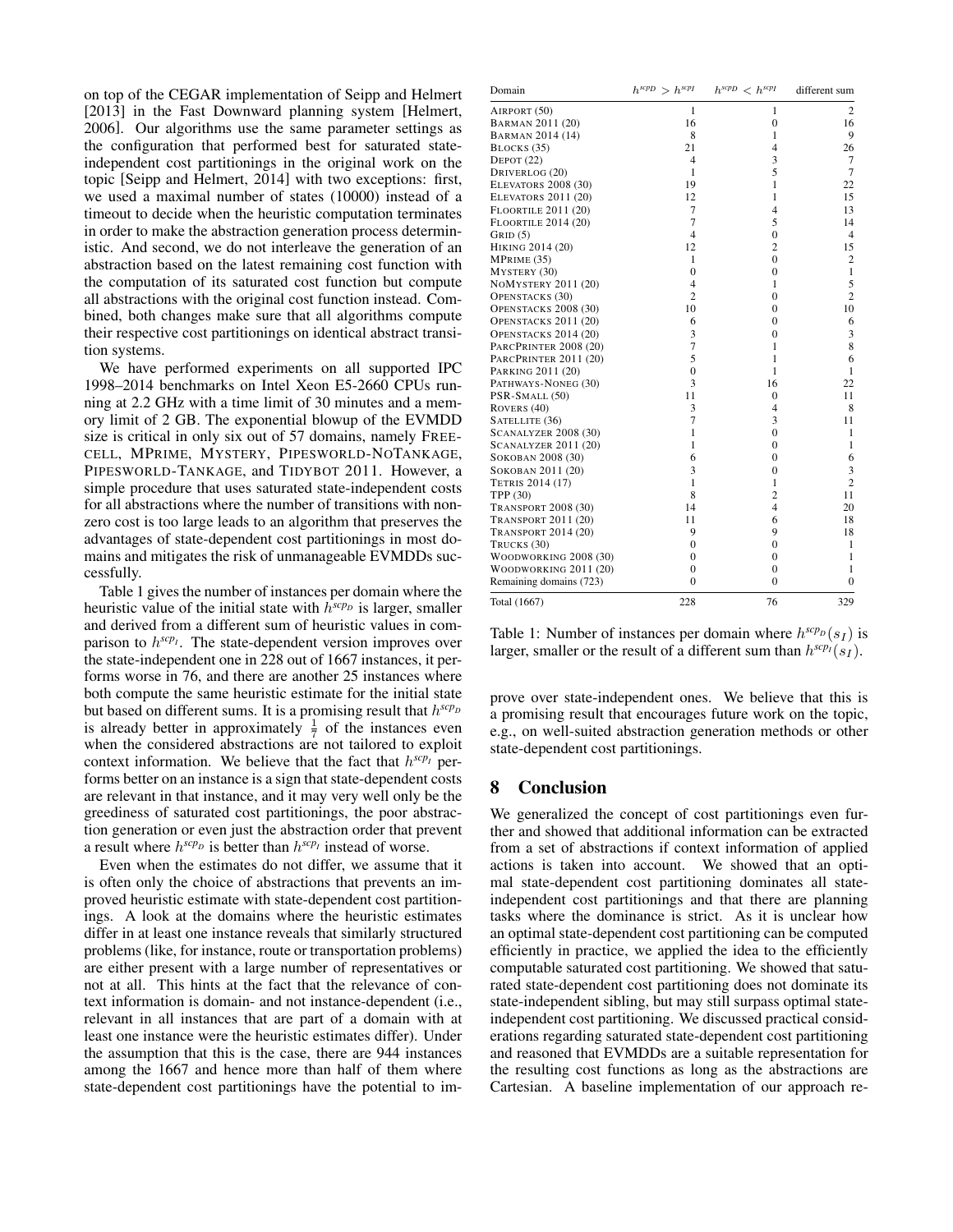on top of the CEGAR implementation of Seipp and Helmert [2013] in the Fast Downward planning system [Helmert, 2006]. Our algorithms use the same parameter settings as the configuration that performed best for saturated state-independent cost partitionings in the original work on the topic [Seipp and Helmert, 2014] with two exceptions: first, we used a maximal number of states (10000) instead of a timeout to decide when the heuristic computation terminates in order to make the abstraction generation process deterministic. And second, we do not interleave the generation of an abstraction based on the latest remaining cost function with the computation of its saturated cost function but compute all abstractions with the original cost function instead. Combined, both changes make sure that all algorithms compute their respective cost partitionings on identical abstract transition systems.

We have performed experiments on all supported IPC 1998–2014 benchmarks on Intel Xeon E5-2660 CPUs running at 2.2 GHz with a time limit of 30 minutes and a memory limit of 2 GB. The exponential blowup of the EVMDD size is critical in only six out of 57 domains, namely FREECELL, MPRIME, MYSTERY, PIPESWORLD-NOTANKAGE, PIPESWORLD-TANKAGE, and TIDYBOT 2011. However, a simple procedure that uses saturated state-independent costs for all abstractions where the number of transitions with non-zero cost is too large leads to an algorithm that preserves the advantages of state-dependent cost partitionings in most domains and mitigates the risk of unmanageable EVMDDs successfully.

Table 1 gives the number of instances per domain where the heuristic value of the initial state with $h^{scp_D}$ is larger, smaller and derived from a different sum of heuristic values in comparison to $h^{scp_I}$. The state-dependent version improves over the state-independent one in 228 out of 1667 instances, it performs worse in 76, and there are another 25 instances where both compute the same heuristic estimate for the initial state but based on different sums. It is a promising result that $h^{scp_D}$ is already better in approximately $\frac{1}{7}$ of the instances even when the considered abstractions are not tailored to exploit context information. We believe that the fact that $h^{scp_I}$ performs better on an instance is a sign that state-dependent costs are relevant in that instance, and it may very well only be the greediness of saturated cost partitionings, the poor abstraction generation or even just the abstraction order that prevent a result where $h^{scp_D}$ is better than $h^{scp_I}$ instead of worse.

Even when the estimates do not differ, we assume that it is often only the choice of abstractions that prevents an improved heuristic estimate with state-dependent cost partitionings. A look at the domains where the heuristic estimates differ in at least one instance reveals that similarly structured problems (like, for instance, route or transportation problems) are either present with a large number of representatives or not at all. This hints at the fact that the relevance of context information is domain- and not instance-dependent (i.e., relevant in all instances that are part of a domain with at least one instance were the heuristic estimates differ). Under the assumption that this is the case, there are 944 instances among the 1667 and hence more than half of them where state-dependent cost partitionings have the potential to improve over state-independent ones. We believe that this is a promising result that encourages future work on the topic, e.g., on well-suited abstraction generation methods or other state-dependent cost partitionings.

| Domain | $h^{scp_D} > h^{scp_I}$ | $h^{scp_D} < h^{scp_I}$ | different sum |
|---|---|---|---|
| AIRPORT (50) | 1 | 1 | 2 |
| BARMAN 2011 (20) | 16 | 0 | 16 |
| BARMAN 2014 (14) | 8 | 1 | 9 |
| BLOCKS (35) | 21 | 4 | 26 |
| DEPOT (22) | 4 | 3 | 7 |
| DRIVERLOG (20) | 1 | 5 | 7 |
| ELEVATORS 2008 (30) | 19 | 1 | 22 |
| ELEVATORS 2011 (20) | 12 | 1 | 15 |
| FLOORTILE 2011 (20) | 7 | 4 | 13 |
| FLOORTILE 2014 (20) | 7 | 5 | 14 |
| GRID (5) | 4 | 0 | 4 |
| HIKING 2014 (20) | 12 | 2 | 15 |
| MPRIME (35) | 1 | 0 | 2 |
| MYSTERY (30) | 0 | 0 | 1 |
| NOMYSTERY 2011 (20) | 4 | 1 | 5 |
| OPENSTACKS (30) | 2 | 0 | 2 |
| OPENSTACKS 2008 (30) | 10 | 0 | 10 |
| OPENSTACKS 2011 (20) | 6 | 0 | 6 |
| OPENSTACKS 2014 (20) | 3 | 0 | 3 |
| PARCPRINTER 2008 (20) | 7 | 1 | 8 |
| PARCPRINTER 2011 (20) | 5 | 1 | 6 |
| PARKING 2011 (20) | 0 | 1 | 1 |
| PATHWAYS-NONEG (30) | 3 | 16 | 22 |
| PSR-SMALL (50) | 11 | 0 | 11 |
| ROVERS (40) | 3 | 4 | 8 |
| SATELLITE (36) | 7 | 3 | 11 |
| SCANALYZER 2008 (30) | 1 | 0 | 1 |
| SCANALYZER 2011 (20) | 1 | 0 | 1 |
| SOKOBAN 2008 (30) | 6 | 0 | 6 |
| SOKOBAN 2011 (20) | 3 | 0 | 3 |
| TETRIS 2014 (17) | 1 | 1 | 2 |
| TPP (30) | 8 | 2 | 11 |
| TRANSPORT 2008 (30) | 14 | 4 | 20 |
| TRANSPORT 2011 (20) | 11 | 6 | 18 |
| TRANSPORT 2014 (20) | 9 | 9 | 18 |
| TRUCKS (30) | 0 | 0 | 1 |
| WOODWORKING 2008 (30) | 0 | 0 | 1 |
| WOODWORKING 2011 (20) | 0 | 0 | 1 |
| Remaining domains (723) | 0 | 0 | 0 |
| Total (1667) | 228 | 76 | 329 |

Table 1: Number of instances per domain where $h^{scp_D}(s_I)$ is larger, smaller or the result of a different sum than $h^{scp_I}(s_I)$.

## 8 Conclusion

We generalized the concept of cost partitionings even further and showed that additional information can be extracted from a set of abstractions if context information of applied actions is taken into account. We showed that an optimal state-dependent cost partitioning dominates all state-independent cost partitionings and that there are planning tasks where the dominance is strict. As it is unclear how an optimal state-dependent cost partitioning can be computed efficiently in practice, we applied the idea to the efficiently computable saturated cost partitioning. We showed that saturated state-dependent cost partitioning does not dominate its state-independent sibling, but may still surpass optimal state-independent cost partitioning. We discussed practical considerations regarding saturated state-dependent cost partitioning and reasoned that EVMDDs are a suitable representation for the resulting cost functions as long as the abstractions are Cartesian. A baseline implementation of our approach re-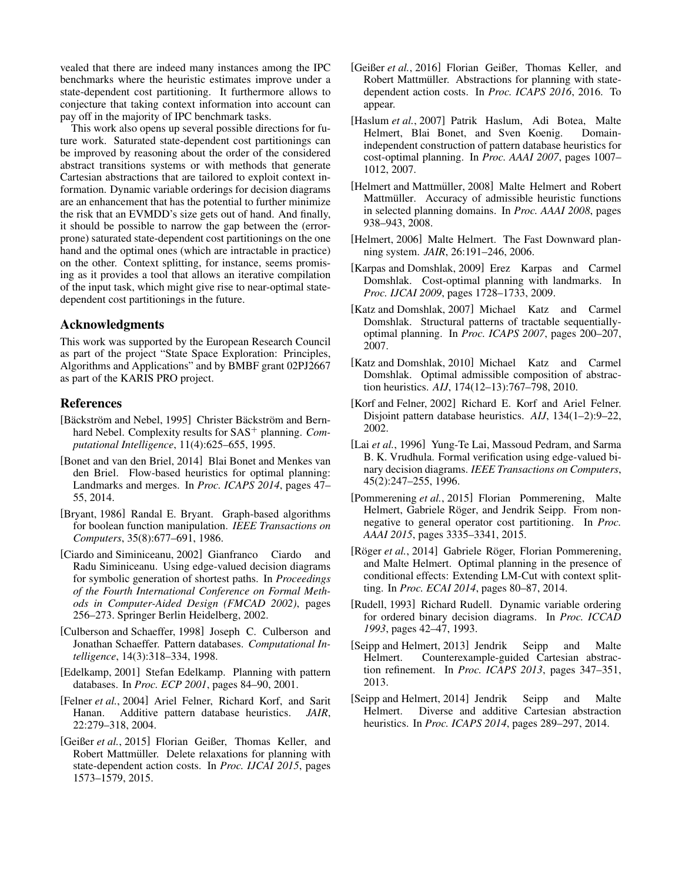vealed that there are indeed many instances among the IPC benchmarks where the heuristic estimates improve under a state-dependent cost partitioning. It furthermore allows to conjecture that taking context information into account can pay off in the majority of IPC benchmark tasks.

This work also opens up several possible directions for future work. Saturated state-dependent cost partitionings can be improved by reasoning about the order of the considered abstract transitions systems or with methods that generate Cartesian abstractions that are tailored to exploit context information. Dynamic variable orderings for decision diagrams are an enhancement that has the potential to further minimize the risk that an EVMDD's size gets out of hand. And finally, it should be possible to narrow the gap between the (error-prone) saturated state-dependent cost partitionings on the one hand and the optimal ones (which are intractable in practice) on the other. Context splitting, for instance, seems promising as it provides a tool that allows an iterative compilation of the input task, which might give rise to near-optimal state-dependent cost partitionings in the future.

## Acknowledgments

This work was supported by the European Research Council as part of the project "State Space Exploration: Principles, Algorithms and Applications" and by BMBF grant 02PJ2667 as part of the KARIS PRO project.

## References

[Bäckström and Nebel, 1995] Christer Bäckström and Bernhard Nebel. Complexity results for SAS$^+$ planning. *Computational Intelligence*, 11(4):625–655, 1995.

[Bonet and van den Briel, 2014] Blai Bonet and Menkes van den Briel. Flow-based heuristics for optimal planning: Landmarks and merges. In *Proc. ICAPS 2014*, pages 47–55, 2014.

[Bryant, 1986] Randal E. Bryant. Graph-based algorithms for boolean function manipulation. *IEEE Transactions on Computers*, 35(8):677–691, 1986.

[Ciardo and Siminiceanu, 2002] Gianfranco Ciardo and Radu Siminiceanu. Using edge-valued decision diagrams for symbolic generation of shortest paths. In *Proceedings of the Fourth International Conference on Formal Methods in Computer-Aided Design (FMCAD 2002)*, pages 256–273. Springer Berlin Heidelberg, 2002.

[Culberson and Schaeffer, 1998] Joseph C. Culberson and Jonathan Schaeffer. Pattern databases. *Computational Intelligence*, 14(3):318–334, 1998.

[Edelkamp, 2001] Stefan Edelkamp. Planning with pattern databases. In *Proc. ECP 2001*, pages 84–90, 2001.

[Felner *et al.*, 2004] Ariel Felner, Richard Korf, and Sarit Hanan. Additive pattern database heuristics. *JAIR*, 22:279–318, 2004.

[Geißer *et al.*, 2015] Florian Geißer, Thomas Keller, and Robert Mattmüller. Delete relaxations for planning with state-dependent action costs. In *Proc. IJCAI 2015*, pages 1573–1579, 2015.

[Geißer *et al.*, 2016] Florian Geißer, Thomas Keller, and Robert Mattmüller. Abstractions for planning with state-dependent action costs. In *Proc. ICAPS 2016*, 2016. To appear.

[Haslum *et al.*, 2007] Patrik Haslum, Adi Botea, Malte Helmert, Blai Bonet, and Sven Koenig. Domain-independent construction of pattern database heuristics for cost-optimal planning. In *Proc. AAAI 2007*, pages 1007–1012, 2007.

[Helmert and Mattmüller, 2008] Malte Helmert and Robert Mattmüller. Accuracy of admissible heuristic functions in selected planning domains. In *Proc. AAAI 2008*, pages 938–943, 2008.

[Helmert, 2006] Malte Helmert. The Fast Downward planning system. *JAIR*, 26:191–246, 2006.

[Karpas and Domshlak, 2009] Erez Karpas and Carmel Domshlak. Cost-optimal planning with landmarks. In *Proc. IJCAI 2009*, pages 1728–1733, 2009.

[Katz and Domshlak, 2007] Michael Katz and Carmel Domshlak. Structural patterns of tractable sequentially-optimal planning. In *Proc. ICAPS 2007*, pages 200–207, 2007.

[Katz and Domshlak, 2010] Michael Katz and Carmel Domshlak. Optimal admissible composition of abstraction heuristics. *AIJ*, 174(12–13):767–798, 2010.

[Korf and Felner, 2002] Richard E. Korf and Ariel Felner. Disjoint pattern database heuristics. *AIJ*, 134(1–2):9–22, 2002.

[Lai *et al.*, 1996] Yung-Te Lai, Massoud Pedram, and Sarma B. K. Vrudhula. Formal verification using edge-valued binary decision diagrams. *IEEE Transactions on Computers*, 45(2):247–255, 1996.

[Pommerening *et al.*, 2015] Florian Pommerening, Malte Helmert, Gabriele Röger, and Jendrik Seipp. From non-negative to general operator cost partitioning. In *Proc. AAAI 2015*, pages 3335–3341, 2015.

[Röger *et al.*, 2014] Gabriele Röger, Florian Pommerening, and Malte Helmert. Optimal planning in the presence of conditional effects: Extending LM-Cut with context splitting. In *Proc. ECAI 2014*, pages 80–87, 2014.

[Rudell, 1993] Richard Rudell. Dynamic variable ordering for ordered binary decision diagrams. In *Proc. ICCAD 1993*, pages 42–47, 1993.

[Seipp and Helmert, 2013] Jendrik Seipp and Malte Helmert. Counterexample-guided Cartesian abstraction refinement. In *Proc. ICAPS 2013*, pages 347–351, 2013.

[Seipp and Helmert, 2014] Jendrik Seipp and Malte Helmert. Diverse and additive Cartesian abstraction heuristics. In *Proc. ICAPS 2014*, pages 289–297, 2014.